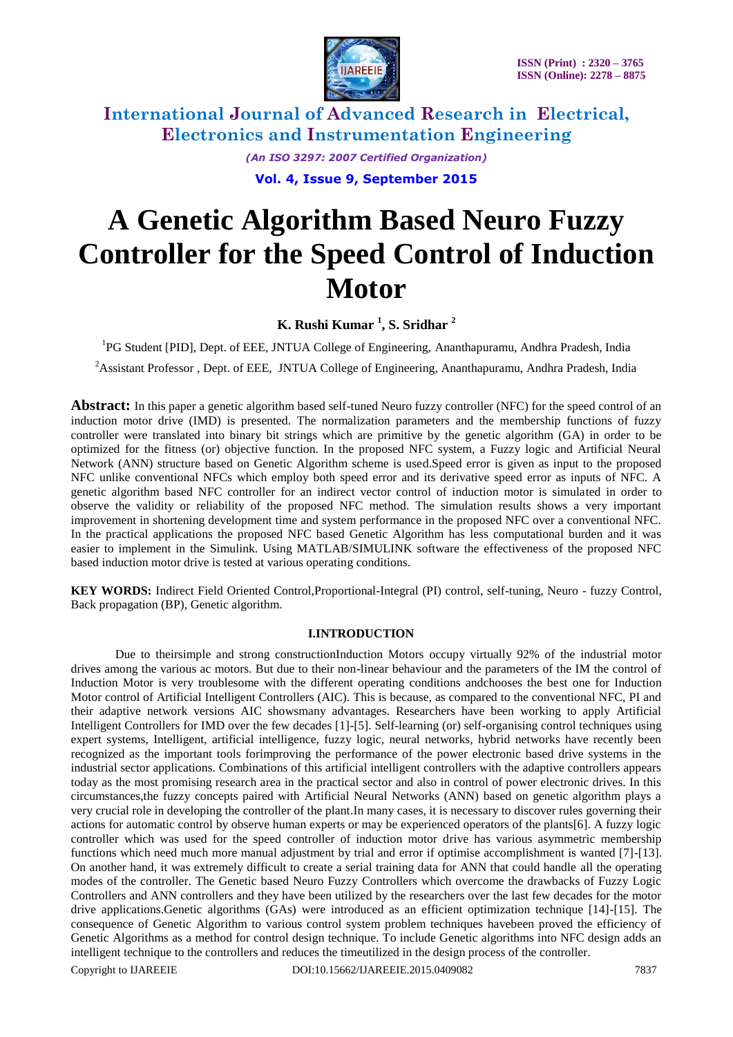# A Genetic Algorithm Based Neuro Fuzzy Controller for the Speed Control of Induction Motor

**K. Rushi Kumar [1], S. Sridhar [2]**

[1]PG Student [PID], Dept. of EEE, JNTUA College of Engineering, Ananthapuramu, Andhra Pradesh, India

[2]Assistant Professor , Dept. of EEE, JNTUA College of Engineering, Ananthapuramu, Andhra Pradesh, India

**Abstract:** In this paper a genetic algorithm based self-tuned Neuro fuzzy controller (NFC) for the speed control of an induction motor drive (IMD) is presented. The normalization parameters and the membership functions of fuzzy controller were translated into binary bit strings which are primitive by the genetic algorithm (GA) in order to be optimized for the fitness (or) objective function. In the proposed NFC system, a Fuzzy logic and Artificial Neural Network (ANN) structure based on Genetic Algorithm scheme is used.Speed error is given as input to the proposed NFC unlike conventional NFCs which employ both speed error and its derivative speed error as inputs of NFC. A genetic algorithm based NFC controller for an indirect vector control of induction motor is simulated in order to observe the validity or reliability of the proposed NFC method. The simulation results shows a very important improvement in shortening development time and system performance in the proposed NFC over a conventional NFC. In the practical applications the proposed NFC based Genetic Algorithm has less computational burden and it was easier to implement in the Simulink. Using MATLAB/SIMULINK software the effectiveness of the proposed NFC based induction motor drive is tested at various operating conditions.

**KEY WORDS:** Indirect Field Oriented Control,Proportional-Integral (PI) control, self-tuning, Neuro - fuzzy Control, Back propagation (BP), Genetic algorithm.

## I.INTRODUCTION

Due to theirsimple and strong constructionInduction Motors occupy virtually 92% of the industrial motor drives among the various ac motors. But due to their non-linear behaviour and the parameters of the IM the control of Induction Motor is very troublesome with the different operating conditions andchooses the best one for Induction Motor control of Artificial Intelligent Controllers (AIC). This is because, as compared to the conventional NFC, PI and their adaptive network versions AIC showsmany advantages. Researchers have been working to apply Artificial Intelligent Controllers for IMD over the few decades [1]-[5]. Self-learning (or) self-organising control techniques using expert systems, Intelligent, artificial intelligence, fuzzy logic, neural networks, hybrid networks have recently been recognized as the important tools forimproving the performance of the power electronic based drive systems in the industrial sector applications. Combinations of this artificial intelligent controllers with the adaptive controllers appears today as the most promising research area in the practical sector and also in control of power electronic drives. In this circumstances,the fuzzy concepts paired with Artificial Neural Networks (ANN) based on genetic algorithm plays a very crucial role in developing the controller of the plant.In many cases, it is necessary to discover rules governing their actions for automatic control by observe human experts or may be experienced operators of the plants[6]. A fuzzy logic controller which was used for the speed controller of induction motor drive has various asymmetric membership functions which need much more manual adjustment by trial and error if optimise accomplishment is wanted [7]-[13]. On another hand, it was extremely difficult to create a serial training data for ANN that could handle all the operating modes of the controller. The Genetic based Neuro Fuzzy Controllers which overcome the drawbacks of Fuzzy Logic Controllers and ANN controllers and they have been utilized by the researchers over the last few decades for the motor drive applications.Genetic algorithms (GAs) were introduced as an efficient optimization technique [14]-[15]. The consequence of Genetic Algorithm to various control system problem techniques havebeen proved the efficiency of Genetic Algorithms as a method for control design technique. To include Genetic algorithms into NFC design adds an intelligent technique to the controllers and reduces the timeutilized in the design process of the controller.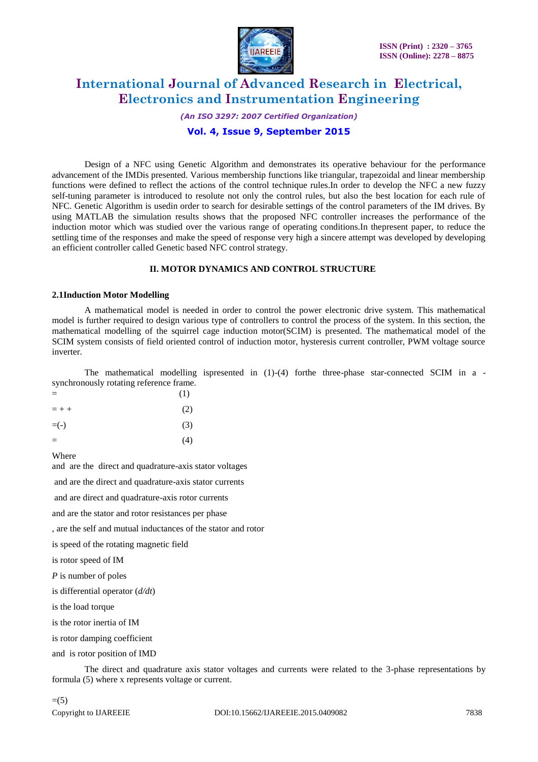Design of a NFC using Genetic Algorithm and demonstrates its operative behaviour for the performance advancement of the IMDis presented. Various membership functions like triangular, trapezoidal and linear membership functions were defined to reflect the actions of the control technique rules.In order to develop the NFC a new fuzzy self-tuning parameter is introduced to resolute not only the control rules, but also the best location for each rule of NFC. Genetic Algorithm is usedin order to search for desirable settings of the control parameters of the IM drives. By using MATLAB the simulation results shows that the proposed NFC controller increases the performance of the induction motor which was studied over the various range of operating conditions.In thepresent paper, to reduce the settling time of the responses and make the speed of response very high a sincere attempt was developed by developing an efficient controller called Genetic based NFC control strategy.

## II. MOTOR DYNAMICS AND CONTROL STRUCTURE

### 2.1Induction Motor Modelling

A mathematical model is needed in order to control the power electronic drive system. This mathematical model is further required to design various type of controllers to control the process of the system. In this section, the mathematical modelling of the squirrel cage induction motor(SCIM) is presented. The mathematical model of the SCIM system consists of field oriented control of induction motor, hysteresis current controller, PWM voltage source inverter.

The mathematical modelling ispresented in (1)-(4) forthe three-phase star-connected SCIM in a -synchronously rotating reference frame.

= (1)

= + + (2)

=(-) (3)

= (4)

Where

and are the direct and quadrature-axis stator voltages

and are the direct and quadrature-axis stator currents

and are direct and quadrature-axis rotor currents

and are the stator and rotor resistances per phase

, are the self and mutual inductances of the stator and rotor

is speed of the rotating magnetic field

is rotor speed of IM

*P* is number of poles

is differential operator (*d/dt*)

is the load torque

is the rotor inertia of IM

is rotor damping coefficient

and is rotor position of IMD

The direct and quadrature axis stator voltages and currents were related to the 3-phase representations by formula (5) where x represents voltage or current.

=(5)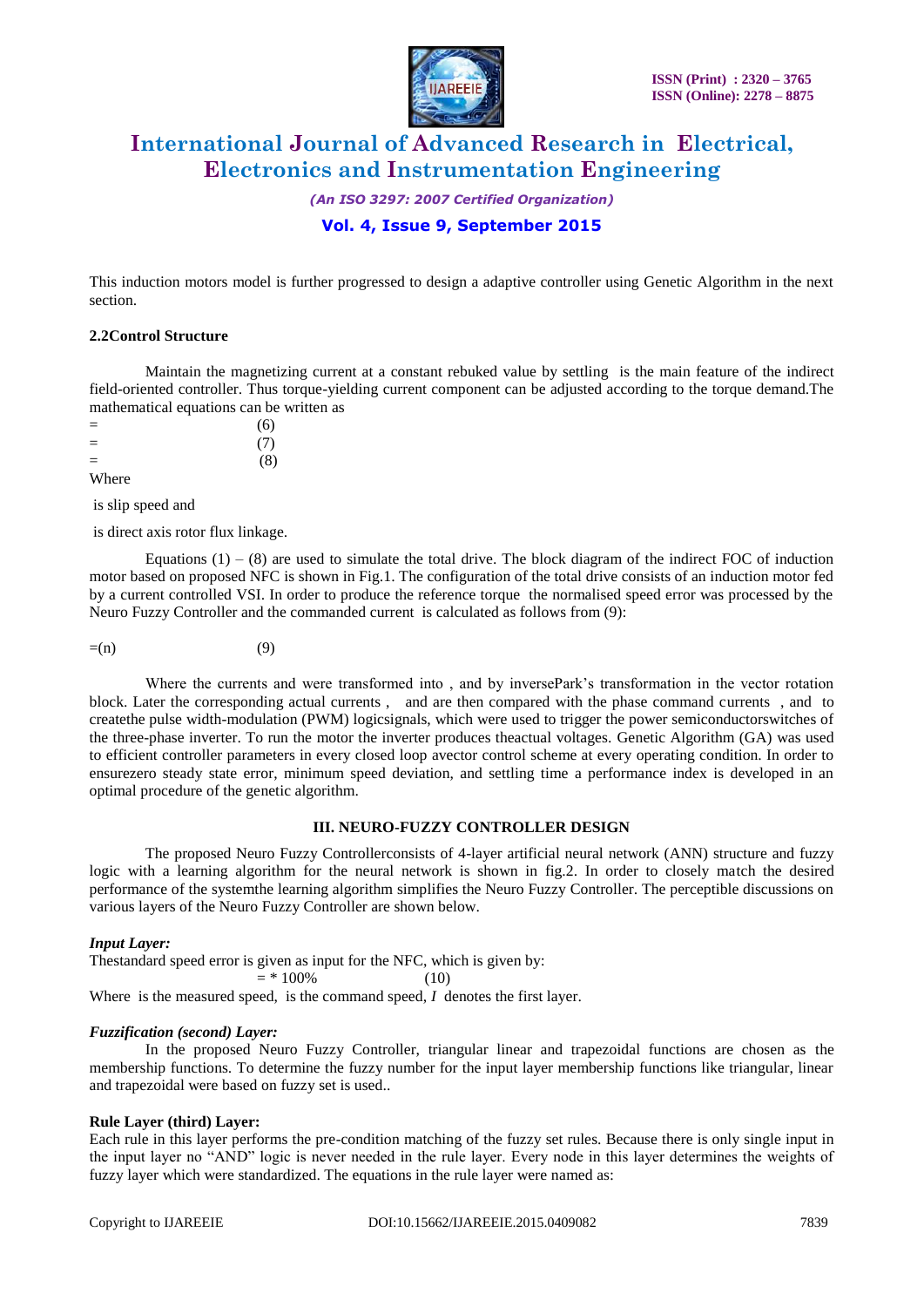This induction motors model is further progressed to design a adaptive controller using Genetic Algorithm in the next section.

### 2.2Control Structure

Maintain the magnetizing current at a constant rebuked value by settling  is the main feature of the indirect field-oriented controller. Thus torque-yielding current component can be adjusted according to the torque demand.The mathematical equations can be written as

= (6)

= (7)

= (8)

Where

is slip speed and

is direct axis rotor flux linkage.

Equations (1) – (8) are used to simulate the total drive. The block diagram of the indirect FOC of induction motor based on proposed NFC is shown in Fig.1. The configuration of the total drive consists of an induction motor fed by a current controlled VSI. In order to produce the reference torque  the normalised speed error was processed by the Neuro Fuzzy Controller and the commanded current  is calculated as follows from (9):

=(n) (9)

Where the currents and were transformed into , and by inversePark's transformation in the vector rotation block. Later the corresponding actual currents ,  and are then compared with the phase command currents  , and  to createthe pulse width-modulation (PWM) logicsignals, which were used to trigger the power semiconductorswitches of the three-phase inverter. To run the motor the inverter produces theactual voltages. Genetic Algorithm (GA) was used to efficient controller parameters in every closed loop avector control scheme at every operating condition. In order to ensurezero steady state error, minimum speed deviation, and settling time a performance index is developed in an optimal procedure of the genetic algorithm.

## III. NEURO-FUZZY CONTROLLER DESIGN

The proposed Neuro Fuzzy Controllerconsists of 4-layer artificial neural network (ANN) structure and fuzzy logic with a learning algorithm for the neural network is shown in fig.2. In order to closely match the desired performance of the systemthe learning algorithm simplifies the Neuro Fuzzy Controller. The perceptible discussions on various layers of the Neuro Fuzzy Controller are shown below.

***Input Layer:***

Thestandard speed error is given as input for the NFC, which is given by:

= * 100% (10)

Where  is the measured speed,  is the command speed, *I*  denotes the first layer.

***Fuzzification (second) Layer:***

In the proposed Neuro Fuzzy Controller, triangular linear and trapezoidal functions are chosen as the membership functions. To determine the fuzzy number for the input layer membership functions like triangular, linear and trapezoidal were based on fuzzy set is used..

**Rule Layer (third) Layer:**

Each rule in this layer performs the pre-condition matching of the fuzzy set rules. Because there is only single input in the input layer no "AND" logic is never needed in the rule layer. Every node in this layer determines the weights of fuzzy layer which were standardized. The equations in the rule layer were named as: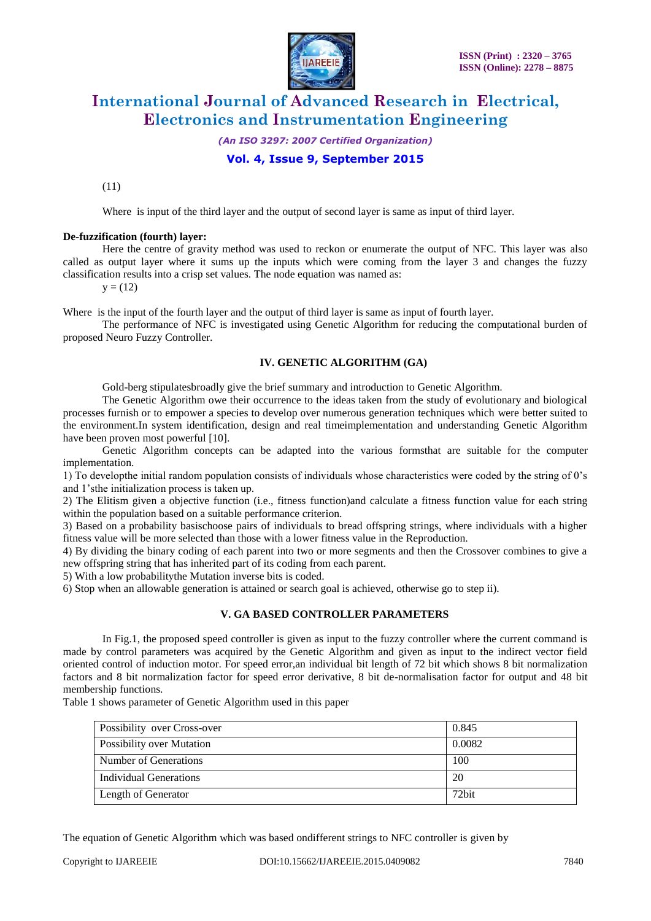(11)

Where is input of the third layer and the output of second layer is same as input of third layer.

**De-fuzzification (fourth) layer:**

Here the centre of gravity method was used to reckon or enumerate the output of NFC. This layer was also called as output layer where it sums up the inputs which were coming from the layer 3 and changes the fuzzy classification results into a crisp set values. The node equation was named as:

y = (12)

Where is the input of the fourth layer and the output of third layer is same as input of fourth layer.

The performance of NFC is investigated using Genetic Algorithm for reducing the computational burden of proposed Neuro Fuzzy Controller.

## IV. GENETIC ALGORITHM (GA)

Gold-berg stipulatesbroadly give the brief summary and introduction to Genetic Algorithm.

The Genetic Algorithm owe their occurrence to the ideas taken from the study of evolutionary and biological processes furnish or to empower a species to develop over numerous generation techniques which were better suited to the environment.In system identification, design and real timeimplementation and understanding Genetic Algorithm have been proven most powerful [10].

Genetic Algorithm concepts can be adapted into the various formsthat are suitable for the computer implementation.

1) To developthe initial random population consists of individuals whose characteristics were coded by the string of 0's and 1'sthe initialization process is taken up.
2) The Elitism given a objective function (i.e., fitness function)and calculate a fitness function value for each string within the population based on a suitable performance criterion.
3) Based on a probability basischoose pairs of individuals to bread offspring strings, where individuals with a higher fitness value will be more selected than those with a lower fitness value in the Reproduction.
4) By dividing the binary coding of each parent into two or more segments and then the Crossover combines to give a new offspring string that has inherited part of its coding from each parent.
5) With a low probabilitythe Mutation inverse bits is coded.
6) Stop when an allowable generation is attained or search goal is achieved, otherwise go to step ii).

## V. GA BASED CONTROLLER PARAMETERS

In Fig.1, the proposed speed controller is given as input to the fuzzy controller where the current command is made by control parameters was acquired by the Genetic Algorithm and given as input to the indirect vector field oriented control of induction motor. For speed error,an individual bit length of 72 bit which shows 8 bit normalization factors and 8 bit normalization factor for speed error derivative, 8 bit de-normalisation factor for output and 48 bit membership functions.

Table 1 shows parameter of Genetic Algorithm used in this paper

| | |
|---|---|
| Possibility over Cross-over | 0.845 |
| Possibility over Mutation | 0.0082 |
| Number of Generations | 100 |
| Individual Generations | 20 |
| Length of Generator | 72bit |

The equation of Genetic Algorithm which was based ondifferent strings to NFC controller is given by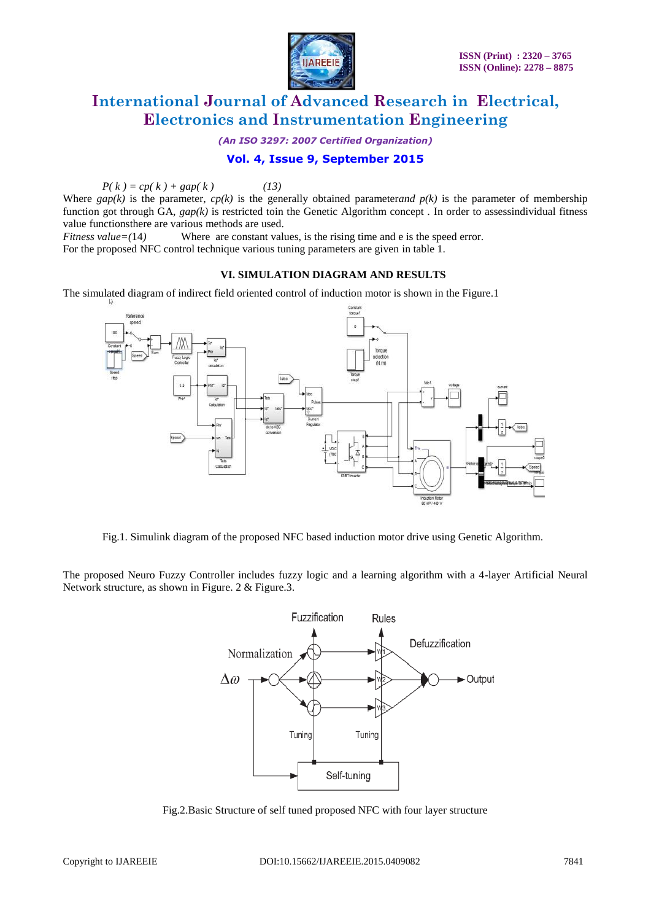$P(k) = cp(k) + gap(k)$ (13)

Where $gap(k)$ is the parameter, $cp(k)$ is the generally obtained parameterand $p(k)$ is the parameter of membership function got through GA, $gap(k)$ is restricted toin the Genetic Algorithm concept . In order to assessindividual fitness value functionsthere are various methods are used.

*Fitness value=(14)* Where are constant values, is the rising time and e is the speed error.

For the proposed NFC control technique various tuning parameters are given in table 1.

## VI. SIMULATION DIAGRAM AND RESULTS

The simulated diagram of indirect field oriented control of induction motor is shown in the Figure.1

Fig.1. Simulink diagram of the proposed NFC based induction motor drive using Genetic Algorithm.

The proposed Neuro Fuzzy Controller includes fuzzy logic and a learning algorithm with a 4-layer Artificial Neural Network structure, as shown in Figure. 2 & Figure.3.

Fig.2.Basic Structure of self tuned proposed NFC with four layer structure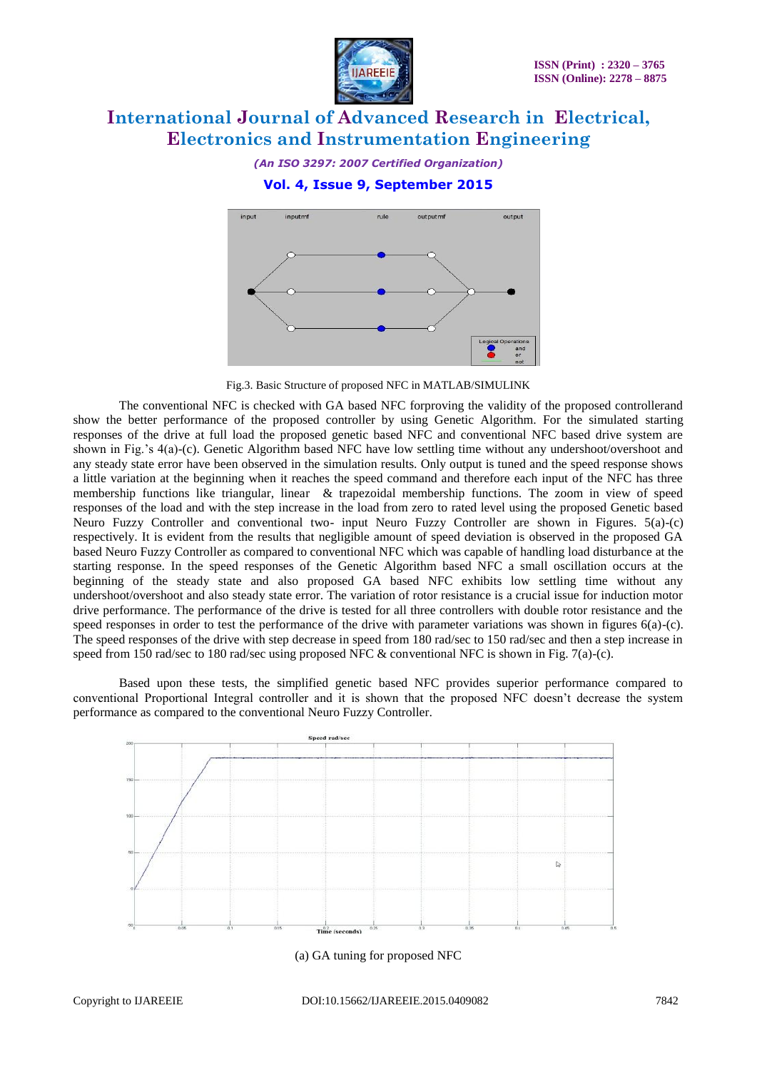Fig.3. Basic Structure of proposed NFC in MATLAB/SIMULINK

The conventional NFC is checked with GA based NFC forproving the validity of the proposed controllerand show the better performance of the proposed controller by using Genetic Algorithm. For the simulated starting responses of the drive at full load the proposed genetic based NFC and conventional NFC based drive system are shown in Fig.'s 4(a)-(c). Genetic Algorithm based NFC have low settling time without any undershoot/overshoot and any steady state error have been observed in the simulation results. Only output is tuned and the speed response shows a little variation at the beginning when it reaches the speed command and therefore each input of the NFC has three membership functions like triangular, linear & trapezoidal membership functions. The zoom in view of speed responses of the load and with the step increase in the load from zero to rated level using the proposed Genetic based Neuro Fuzzy Controller and conventional two- input Neuro Fuzzy Controller are shown in Figures. 5(a)-(c) respectively. It is evident from the results that negligible amount of speed deviation is observed in the proposed GA based Neuro Fuzzy Controller as compared to conventional NFC which was capable of handling load disturbance at the starting response. In the speed responses of the Genetic Algorithm based NFC a small oscillation occurs at the beginning of the steady state and also proposed GA based NFC exhibits low settling time without any undershoot/overshoot and also steady state error. The variation of rotor resistance is a crucial issue for induction motor drive performance. The performance of the drive is tested for all three controllers with double rotor resistance and the speed responses in order to test the performance of the drive with parameter variations was shown in figures 6(a)-(c). The speed responses of the drive with step decrease in speed from 180 rad/sec to 150 rad/sec and then a step increase in speed from 150 rad/sec to 180 rad/sec using proposed NFC & conventional NFC is shown in Fig. 7(a)-(c).

Based upon these tests, the simplified genetic based NFC provides superior performance compared to conventional Proportional Integral controller and it is shown that the proposed NFC doesn't decrease the system performance as compared to the conventional Neuro Fuzzy Controller.

(a) GA tuning for proposed NFC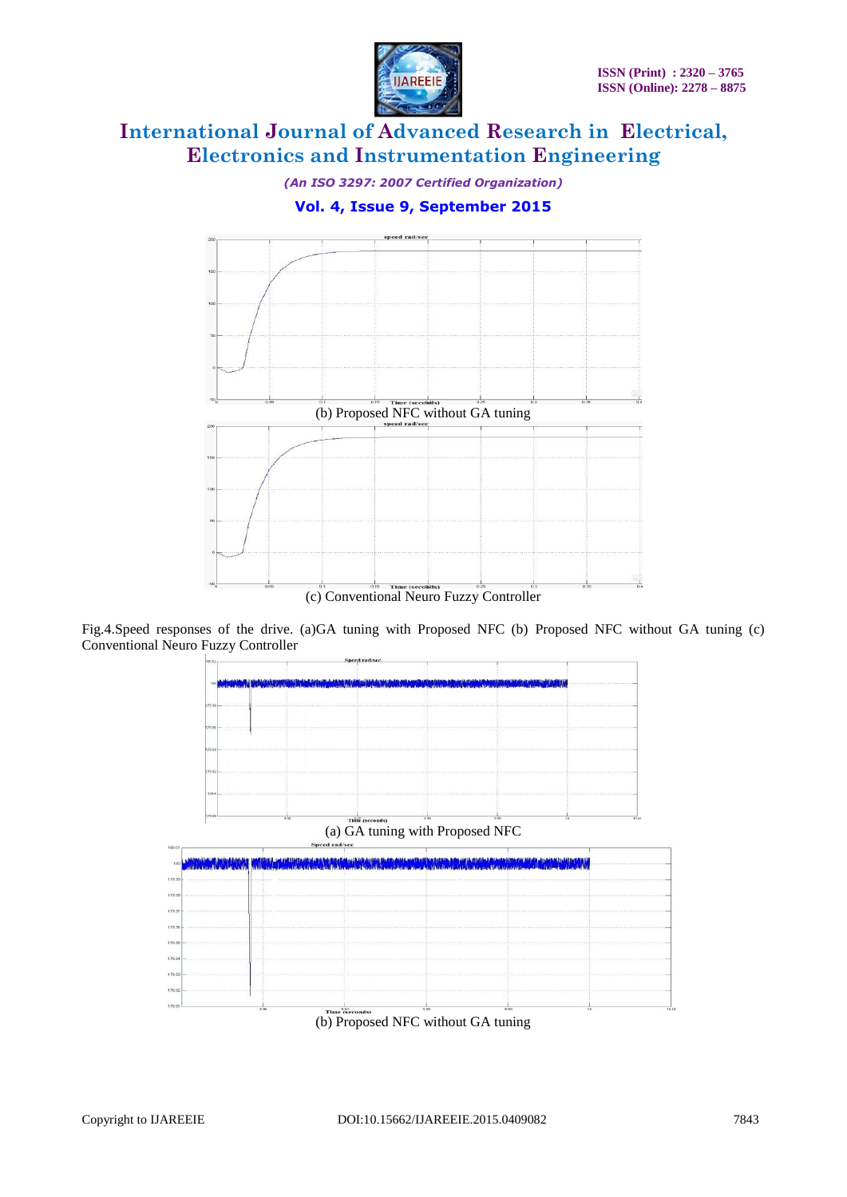(b) Proposed NFC without GA tuning

(c) Conventional Neuro Fuzzy Controller

Fig.4.Speed responses of the drive. (a)GA tuning with Proposed NFC (b) Proposed NFC without GA tuning (c) Conventional Neuro Fuzzy Controller

(a) GA tuning with Proposed NFC

(b) Proposed NFC without GA tuning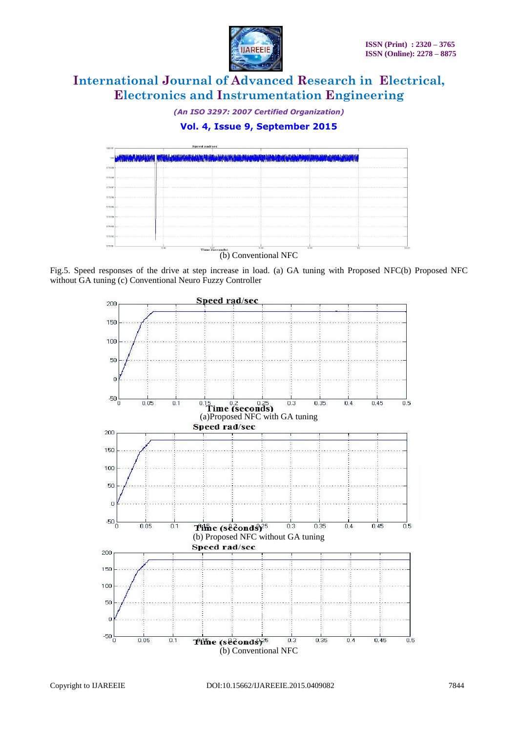(b) Conventional NFC

Fig.5. Speed responses of the drive at step increase in load. (a) GA tuning with Proposed NFC(b) Proposed NFC without GA tuning (c) Conventional Neuro Fuzzy Controller

(a)Proposed NFC with GA tuning

(b) Proposed NFC without GA tuning

(b) Conventional NFC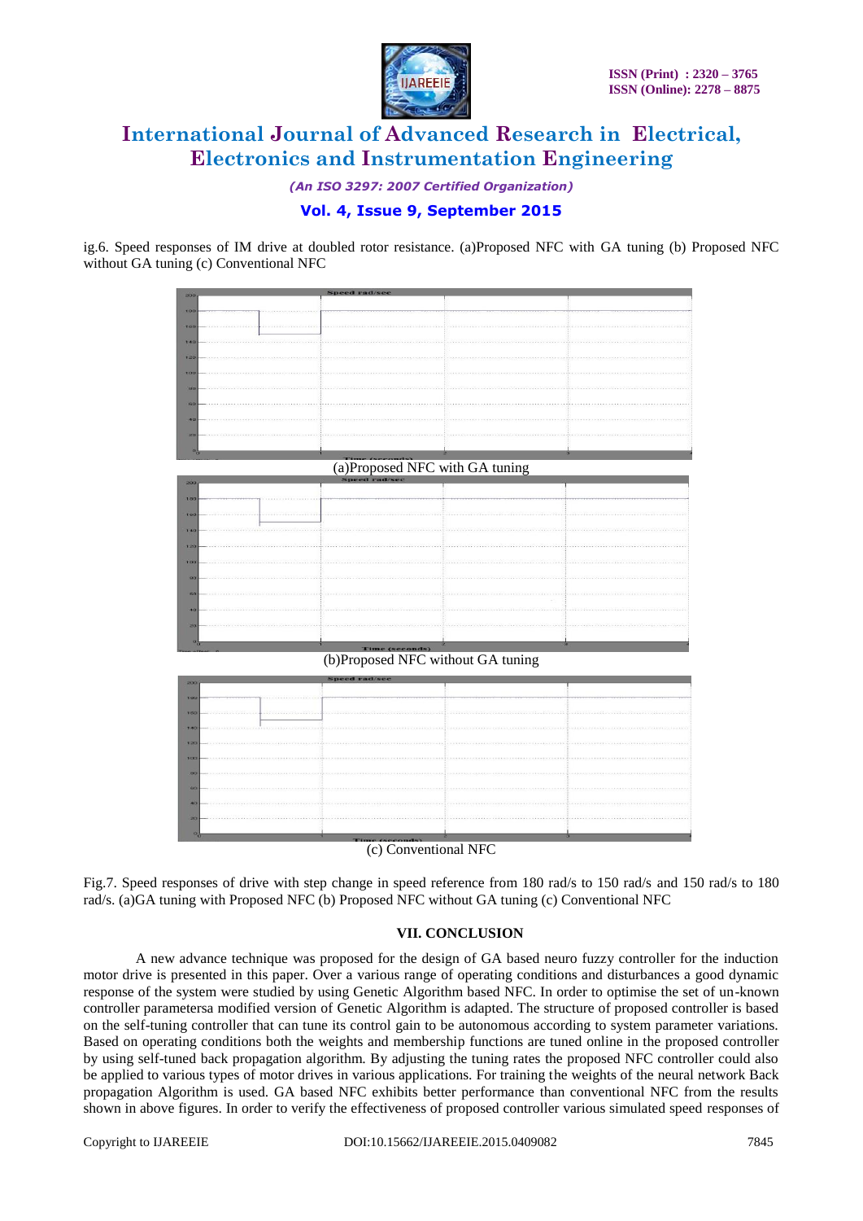ig.6. Speed responses of IM drive at doubled rotor resistance. (a)Proposed NFC with GA tuning (b) Proposed NFC without GA tuning (c) Conventional NFC

(a)Proposed NFC with GA tuning

(b)Proposed NFC without GA tuning

(c) Conventional NFC

Fig.7. Speed responses of drive with step change in speed reference from 180 rad/s to 150 rad/s and 150 rad/s to 180 rad/s. (a)GA tuning with Proposed NFC (b) Proposed NFC without GA tuning (c) Conventional NFC

### VII. CONCLUSION

A new advance technique was proposed for the design of GA based neuro fuzzy controller for the induction motor drive is presented in this paper. Over a various range of operating conditions and disturbances a good dynamic response of the system were studied by using Genetic Algorithm based NFC. In order to optimise the set of un-known controller parametersa modified version of Genetic Algorithm is adapted. The structure of proposed controller is based on the self-tuning controller that can tune its control gain to be autonomous according to system parameter variations. Based on operating conditions both the weights and membership functions are tuned online in the proposed controller by using self-tuned back propagation algorithm. By adjusting the tuning rates the proposed NFC controller could also be applied to various types of motor drives in various applications. For training the weights of the neural network Back propagation Algorithm is used. GA based NFC exhibits better performance than conventional NFC from the results shown in above figures. In order to verify the effectiveness of proposed controller various simulated speed responses of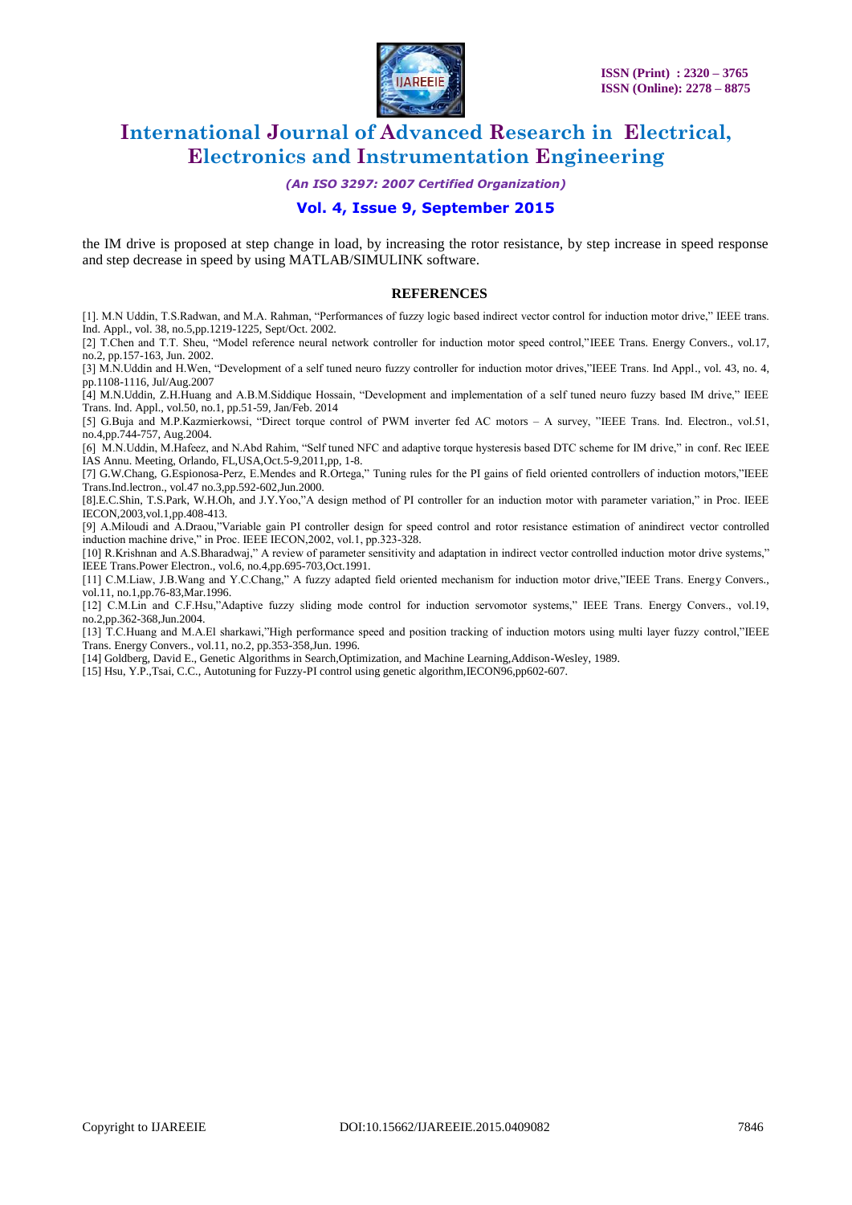the IM drive is proposed at step change in load, by increasing the rotor resistance, by step increase in speed response and step decrease in speed by using MATLAB/SIMULINK software.

## REFERENCES

[1]. M.N Uddin, T.S.Radwan, and M.A. Rahman, "Performances of fuzzy logic based indirect vector control for induction motor drive," IEEE trans. Ind. Appl., vol. 38, no.5,pp.1219-1225, Sept/Oct. 2002.

[2] T.Chen and T.T. Sheu, "Model reference neural network controller for induction motor speed control,"IEEE Trans. Energy Convers., vol.17, no.2, pp.157-163, Jun. 2002.

[3] M.N.Uddin and H.Wen, "Development of a self tuned neuro fuzzy controller for induction motor drives,"IEEE Trans. Ind Appl., vol. 43, no. 4, pp.1108-1116, Jul/Aug.2007

[4] M.N.Uddin, Z.H.Huang and A.B.M.Siddique Hossain, "Development and implementation of a self tuned neuro fuzzy based IM drive," IEEE Trans. Ind. Appl., vol.50, no.1, pp.51-59, Jan/Feb. 2014

[5] G.Buja and M.P.Kazmierkowsi, "Direct torque control of PWM inverter fed AC motors – A survey, "IEEE Trans. Ind. Electron., vol.51, no.4,pp.744-757, Aug.2004.

[6] M.N.Uddin, M.Hafeez, and N.Abd Rahim, "Self tuned NFC and adaptive torque hysteresis based DTC scheme for IM drive," in conf. Rec IEEE IAS Annu. Meeting, Orlando, FL,USA,Oct.5-9,2011,pp, 1-8.

[7] G.W.Chang, G.Espionosa-Perz, E.Mendes and R.Ortega," Tuning rules for the PI gains of field oriented controllers of induction motors,"IEEE Trans.Ind.lectron., vol.47 no.3,pp.592-602,Jun.2000.

[8].E.C.Shin, T.S.Park, W.H.Oh, and J.Y.Yoo,"A design method of PI controller for an induction motor with parameter variation," in Proc. IEEE IECON,2003,vol.1,pp.408-413.

[9] A.Miloudi and A.Draou,"Variable gain PI controller design for speed control and rotor resistance estimation of anindirect vector controlled induction machine drive," in Proc. IEEE IECON,2002, vol.1, pp.323-328.

[10] R.Krishnan and A.S.Bharadwaj," A review of parameter sensitivity and adaptation in indirect vector controlled induction motor drive systems," IEEE Trans.Power Electron., vol.6, no.4,pp.695-703,Oct.1991.

[11] C.M.Liaw, J.B.Wang and Y.C.Chang," A fuzzy adapted field oriented mechanism for induction motor drive,"IEEE Trans. Energy Convers., vol.11, no.1,pp.76-83,Mar.1996.

[12] C.M.Lin and C.F.Hsu,"Adaptive fuzzy sliding mode control for induction servomotor systems," IEEE Trans. Energy Convers., vol.19, no.2,pp.362-368,Jun.2004.

[13] T.C.Huang and M.A.El sharkawi,"High performance speed and position tracking of induction motors using multi layer fuzzy control,"IEEE Trans. Energy Convers., vol.11, no.2, pp.353-358,Jun. 1996.

[14] Goldberg, David E., Genetic Algorithms in Search,Optimization, and Machine Learning,Addison-Wesley, 1989.

[15] Hsu, Y.P.,Tsai, C.C., Autotuning for Fuzzy-PI control using genetic algorithm,IECON96,pp602-607.